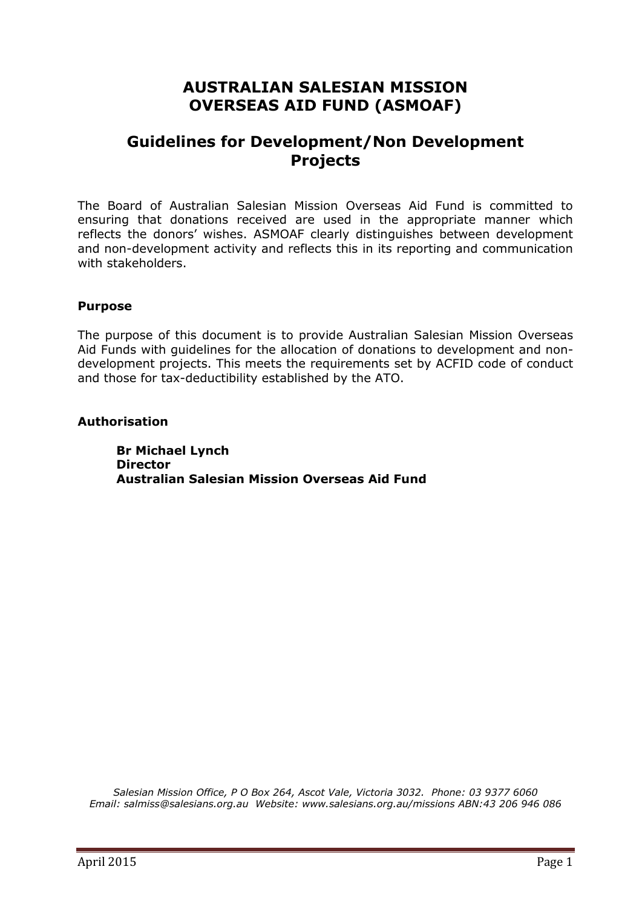# AUSTRALIAN SALESIAN MISSION OVERSEAS AID FUND (ASMOAF)

## Guidelines for Development/Non Development Projects

The Board of Australian Salesian Mission Overseas Aid Fund is committed to ensuring that donations received are used in the appropriate manner which reflects the donors' wishes. ASMOAF clearly distinguishes between development and non-development activity and reflects this in its reporting and communication with stakeholders.

### Purpose

The purpose of this document is to provide Australian Salesian Mission Overseas Aid Funds with guidelines for the allocation of donations to development and non-development projects. This meets the requirements set by ACFID code of conduct and those for tax-deductibility established by the ATO.

### Authorisation

**Br Michael Lynch**
**Director**
**Australian Salesian Mission Overseas Aid Fund**

*Salesian Mission Office, P O Box 264, Ascot Vale, Victoria 3032. Phone: 03 9377 6060*
*Email: salmiss@salesians.org.au Website: www.salesians.org.au/missions ABN:43 206 946 086*

April 2015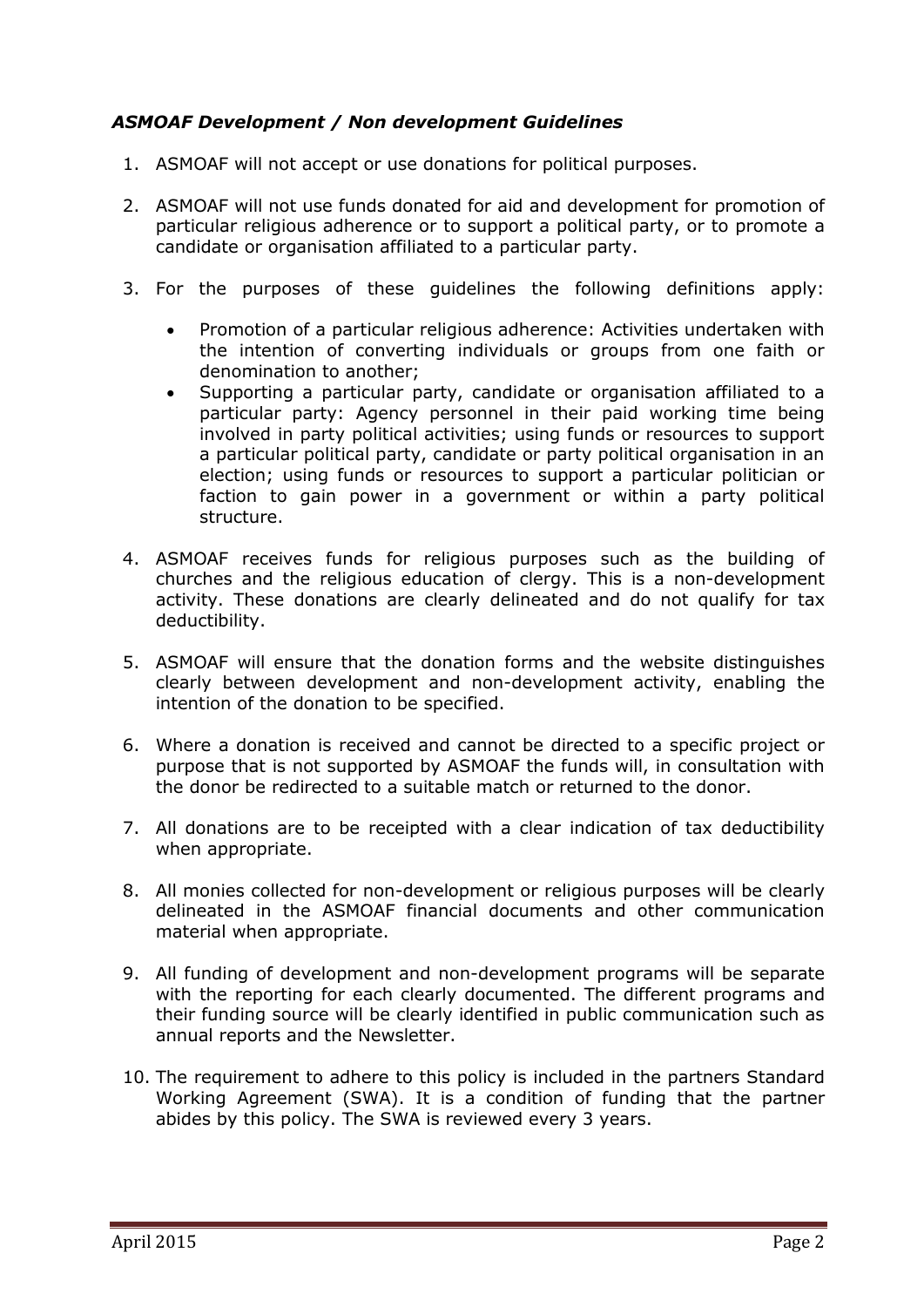***ASMOAF Development / Non development Guidelines***

1. ASMOAF will not accept or use donations for political purposes.

2. ASMOAF will not use funds donated for aid and development for promotion of particular religious adherence or to support a political party, or to promote a candidate or organisation affiliated to a particular party.

3. For the purposes of these guidelines the following definitions apply:

   - Promotion of a particular religious adherence: Activities undertaken with the intention of converting individuals or groups from one faith or denomination to another;
   - Supporting a particular party, candidate or organisation affiliated to a particular party: Agency personnel in their paid working time being involved in party political activities; using funds or resources to support a particular political party, candidate or party political organisation in an election; using funds or resources to support a particular politician or faction to gain power in a government or within a party political structure.

4. ASMOAF receives funds for religious purposes such as the building of churches and the religious education of clergy. This is a non-development activity. These donations are clearly delineated and do not qualify for tax deductibility.

5. ASMOAF will ensure that the donation forms and the website distinguishes clearly between development and non-development activity, enabling the intention of the donation to be specified.

6. Where a donation is received and cannot be directed to a specific project or purpose that is not supported by ASMOAF the funds will, in consultation with the donor be redirected to a suitable match or returned to the donor.

7. All donations are to be receipted with a clear indication of tax deductibility when appropriate.

8. All monies collected for non-development or religious purposes will be clearly delineated in the ASMOAF financial documents and other communication material when appropriate.

9. All funding of development and non-development programs will be separate with the reporting for each clearly documented. The different programs and their funding source will be clearly identified in public communication such as annual reports and the Newsletter.

10. The requirement to adhere to this policy is included in the partners Standard Working Agreement (SWA). It is a condition of funding that the partner abides by this policy. The SWA is reviewed every 3 years.

April 2015